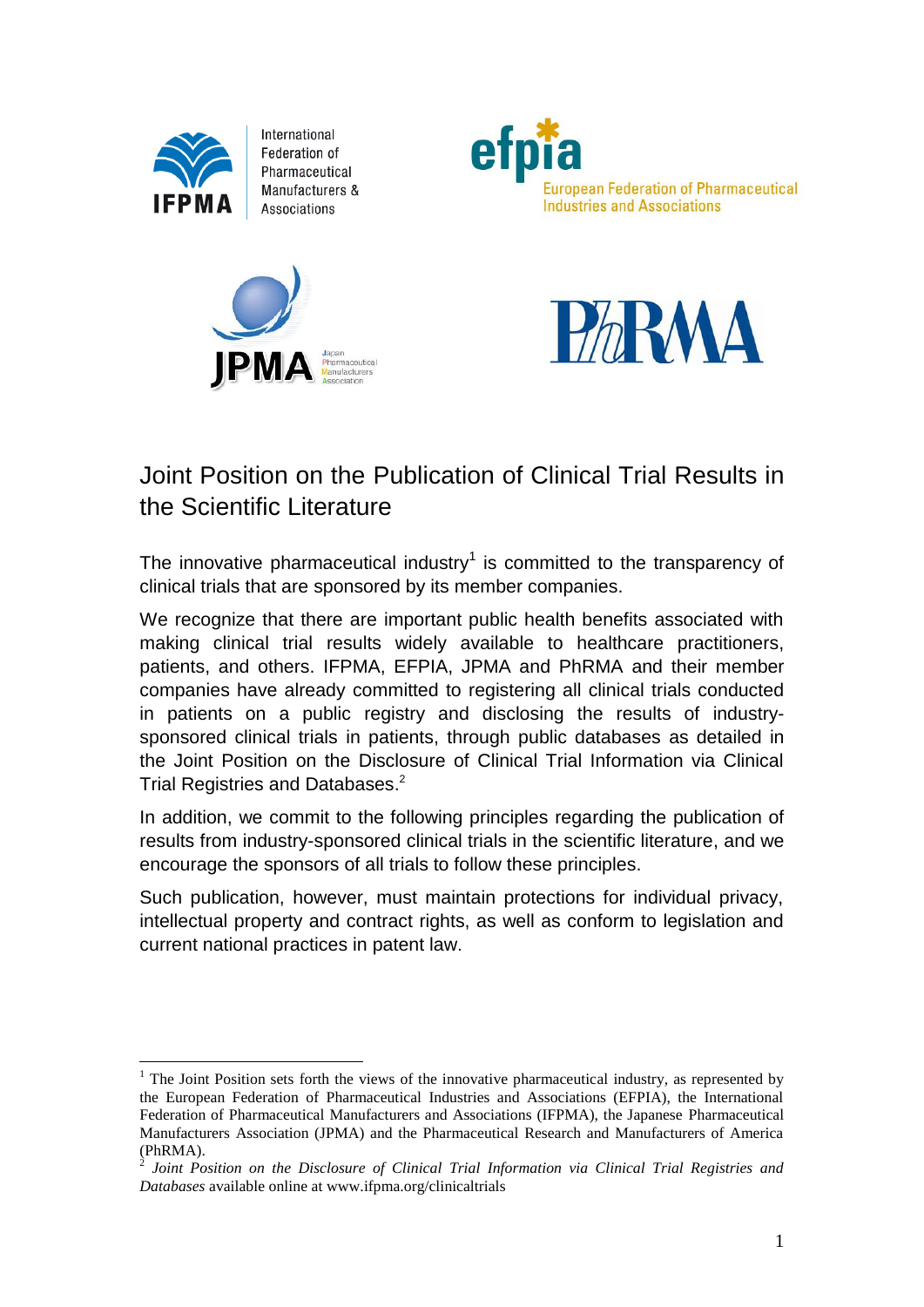International Federation of Pharmaceutical Manufacturers & Associations

European Federation of Pharmaceutical Industries and Associations

Japan Pharmaceutical Manufacturers Association

# Joint Position on the Publication of Clinical Trial Results in the Scientific Literature

The innovative pharmaceutical industry[1] is committed to the transparency of clinical trials that are sponsored by its member companies.

We recognize that there are important public health benefits associated with making clinical trial results widely available to healthcare practitioners, patients, and others. IFPMA, EFPIA, JPMA and PhRMA and their member companies have already committed to registering all clinical trials conducted in patients on a public registry and disclosing the results of industry-sponsored clinical trials in patients, through public databases as detailed in the Joint Position on the Disclosure of Clinical Trial Information via Clinical Trial Registries and Databases.[2]

In addition, we commit to the following principles regarding the publication of results from industry-sponsored clinical trials in the scientific literature, and we encourage the sponsors of all trials to follow these principles.

Such publication, however, must maintain protections for individual privacy, intellectual property and contract rights, as well as conform to legislation and current national practices in patent law.

---

[1] The Joint Position sets forth the views of the innovative pharmaceutical industry, as represented by the European Federation of Pharmaceutical Industries and Associations (EFPIA), the International Federation of Pharmaceutical Manufacturers and Associations (IFPMA), the Japanese Pharmaceutical Manufacturers Association (JPMA) and the Pharmaceutical Research and Manufacturers of America (PhRMA).

[2] *Joint Position on the Disclosure of Clinical Trial Information via Clinical Trial Registries and Databases* available online at www.ifpma.org/clinicaltrials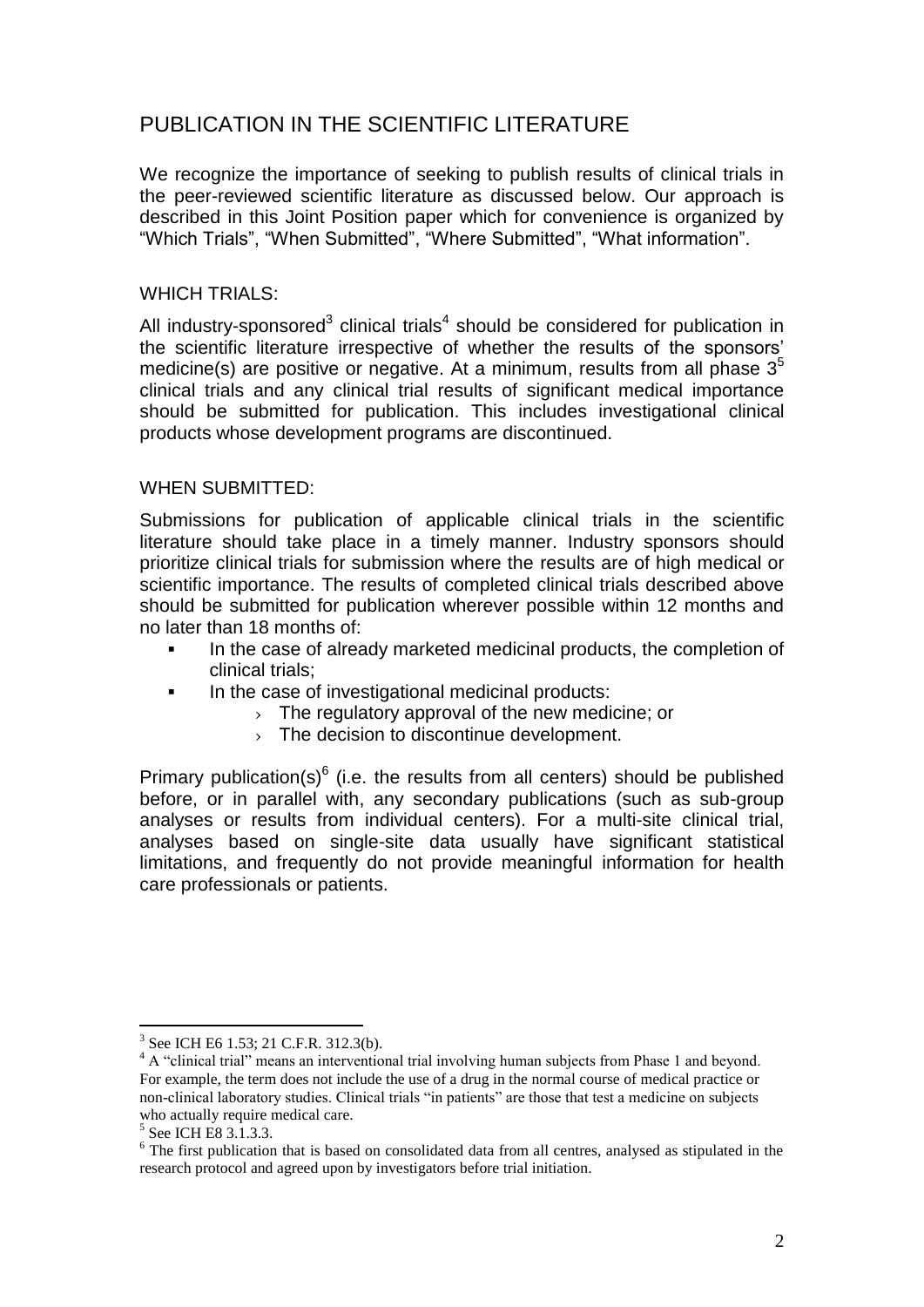## PUBLICATION IN THE SCIENTIFIC LITERATURE

We recognize the importance of seeking to publish results of clinical trials in the peer-reviewed scientific literature as discussed below. Our approach is described in this Joint Position paper which for convenience is organized by "Which Trials", "When Submitted", "Where Submitted", "What information".

### WHICH TRIALS:

All industry-sponsored[3] clinical trials[4] should be considered for publication in the scientific literature irrespective of whether the results of the sponsors' medicine(s) are positive or negative. At a minimum, results from all phase 3[5] clinical trials and any clinical trial results of significant medical importance should be submitted for publication. This includes investigational clinical products whose development programs are discontinued.

### WHEN SUBMITTED:

Submissions for publication of applicable clinical trials in the scientific literature should take place in a timely manner. Industry sponsors should prioritize clinical trials for submission where the results are of high medical or scientific importance. The results of completed clinical trials described above should be submitted for publication wherever possible within 12 months and no later than 18 months of:

- In the case of already marketed medicinal products, the completion of clinical trials;
- In the case of investigational medicinal products:
  - The regulatory approval of the new medicine; or
  - The decision to discontinue development.

Primary publication(s)[6] (i.e. the results from all centers) should be published before, or in parallel with, any secondary publications (such as sub-group analyses or results from individual centers). For a multi-site clinical trial, analyses based on single-site data usually have significant statistical limitations, and frequently do not provide meaningful information for health care professionals or patients.

---

[3] See ICH E6 1.53; 21 C.F.R. 312.3(b).

[4] A "clinical trial" means an interventional trial involving human subjects from Phase 1 and beyond. For example, the term does not include the use of a drug in the normal course of medical practice or non-clinical laboratory studies. Clinical trials "in patients" are those that test a medicine on subjects who actually require medical care.

[5] See ICH E8 3.1.3.3.

[6] The first publication that is based on consolidated data from all centres, analysed as stipulated in the research protocol and agreed upon by investigators before trial initiation.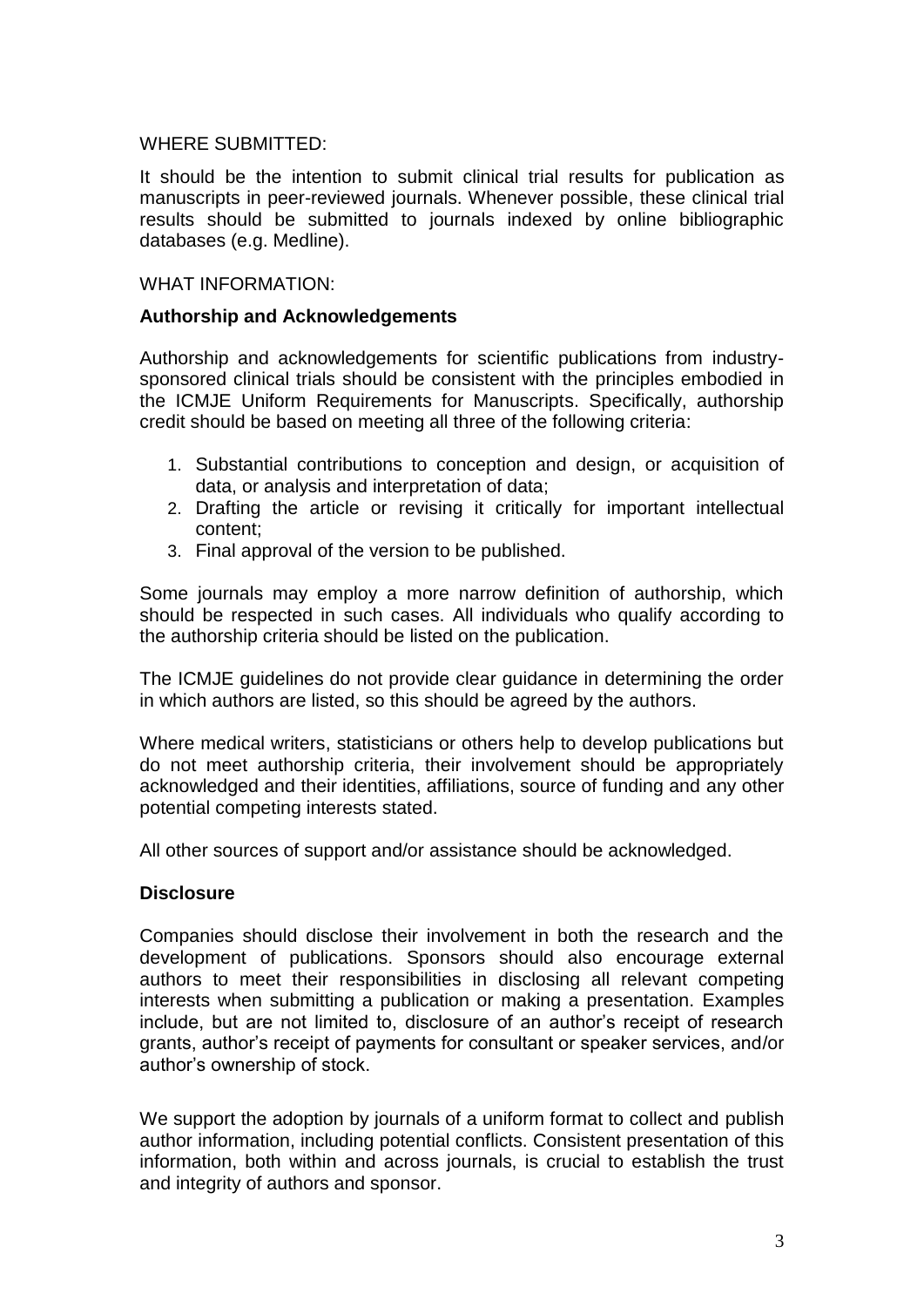WHERE SUBMITTED:

It should be the intention to submit clinical trial results for publication as manuscripts in peer-reviewed journals. Whenever possible, these clinical trial results should be submitted to journals indexed by online bibliographic databases (e.g. Medline).

WHAT INFORMATION:

**Authorship and Acknowledgements**

Authorship and acknowledgements for scientific publications from industry-sponsored clinical trials should be consistent with the principles embodied in the ICMJE Uniform Requirements for Manuscripts. Specifically, authorship credit should be based on meeting all three of the following criteria:

1. Substantial contributions to conception and design, or acquisition of data, or analysis and interpretation of data;
2. Drafting the article or revising it critically for important intellectual content;
3. Final approval of the version to be published.

Some journals may employ a more narrow definition of authorship, which should be respected in such cases. All individuals who qualify according to the authorship criteria should be listed on the publication.

The ICMJE guidelines do not provide clear guidance in determining the order in which authors are listed, so this should be agreed by the authors.

Where medical writers, statisticians or others help to develop publications but do not meet authorship criteria, their involvement should be appropriately acknowledged and their identities, affiliations, source of funding and any other potential competing interests stated.

All other sources of support and/or assistance should be acknowledged.

**Disclosure**

Companies should disclose their involvement in both the research and the development of publications. Sponsors should also encourage external authors to meet their responsibilities in disclosing all relevant competing interests when submitting a publication or making a presentation. Examples include, but are not limited to, disclosure of an author's receipt of research grants, author's receipt of payments for consultant or speaker services, and/or author's ownership of stock.

We support the adoption by journals of a uniform format to collect and publish author information, including potential conflicts. Consistent presentation of this information, both within and across journals, is crucial to establish the trust and integrity of authors and sponsor.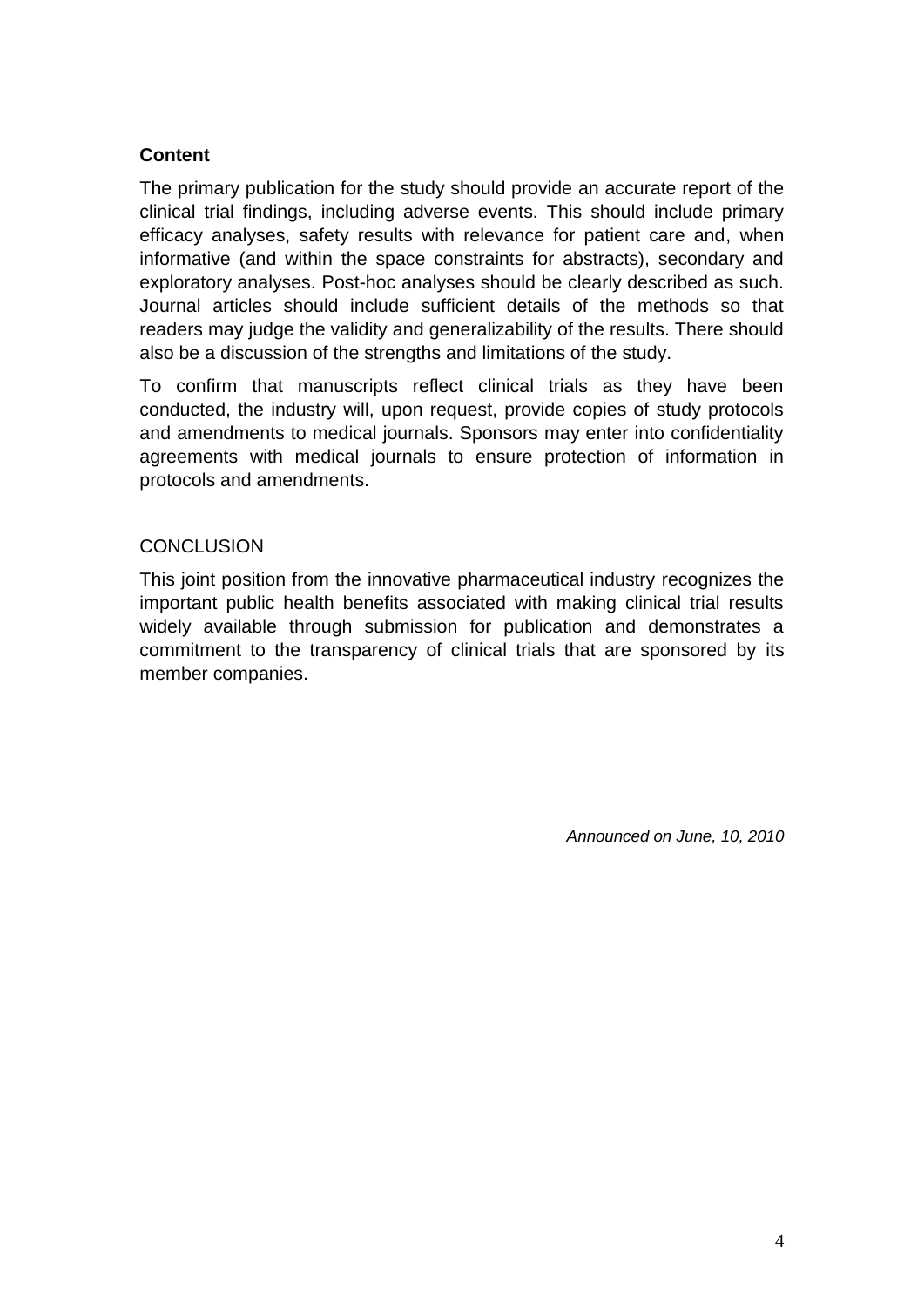**Content**

The primary publication for the study should provide an accurate report of the clinical trial findings, including adverse events. This should include primary efficacy analyses, safety results with relevance for patient care and, when informative (and within the space constraints for abstracts), secondary and exploratory analyses. Post-hoc analyses should be clearly described as such. Journal articles should include sufficient details of the methods so that readers may judge the validity and generalizability of the results. There should also be a discussion of the strengths and limitations of the study.

To confirm that manuscripts reflect clinical trials as they have been conducted, the industry will, upon request, provide copies of study protocols and amendments to medical journals. Sponsors may enter into confidentiality agreements with medical journals to ensure protection of information in protocols and amendments.

## CONCLUSION

This joint position from the innovative pharmaceutical industry recognizes the important public health benefits associated with making clinical trial results widely available through submission for publication and demonstrates a commitment to the transparency of clinical trials that are sponsored by its member companies.

*Announced on June, 10, 2010*